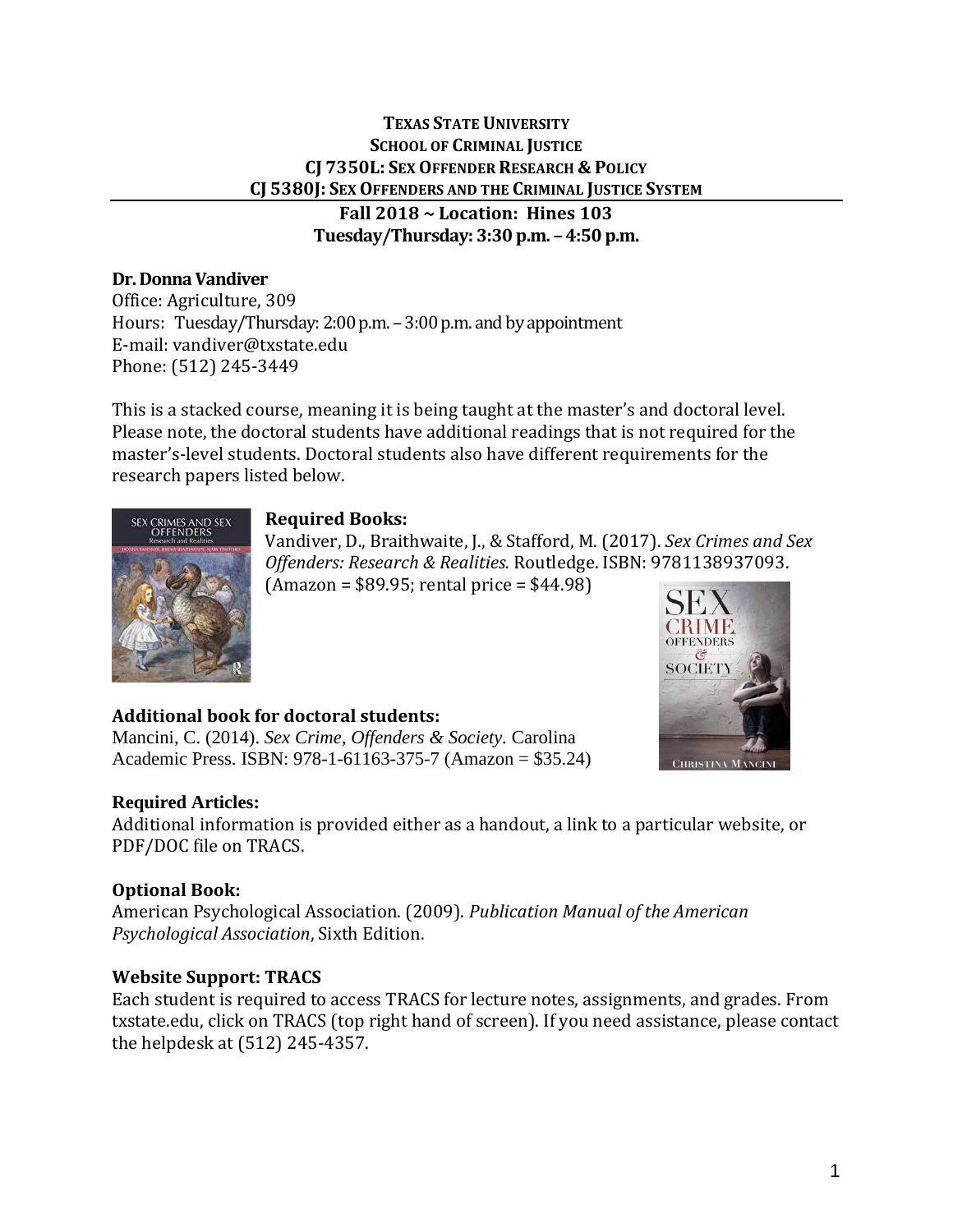**TEXAS STATE UNIVERSITY**
**SCHOOL OF CRIMINAL JUSTICE**
**CJ 7350L: SEX OFFENDER RESEARCH & POLICY**
**CJ 5380J: SEX OFFENDERS AND THE CRIMINAL JUSTICE SYSTEM**

**Fall 2018 ~ Location: Hines 103**
**Tuesday/Thursday: 3:30 p.m. – 4:50 p.m.**

**Dr. Donna Vandiver**
Office: Agriculture, 309
Hours: Tuesday/Thursday: 2:00 p.m. – 3:00 p.m. and by appointment
E-mail: vandiver@txstate.edu
Phone: (512) 245-3449

This is a stacked course, meaning it is being taught at the master's and doctoral level. Please note, the doctoral students have additional readings that is not required for the master's-level students. Doctoral students also have different requirements for the research papers listed below.

**Required Books:**
Vandiver, D., Braithwaite, J., & Stafford, M. (2017). *Sex Crimes and Sex Offenders: Research & Realities.* Routledge. ISBN: 9781138937093. (Amazon = $89.95; rental price = $44.98)

**Additional book for doctoral students:**
Mancini, C. (2014). *Sex Crime, Offenders & Society.* Carolina Academic Press. ISBN: 978-1-61163-375-7 (Amazon = $35.24)

**Required Articles:**
Additional information is provided either as a handout, a link to a particular website, or PDF/DOC file on TRACS.

**Optional Book:**
American Psychological Association. (2009). *Publication Manual of the American Psychological Association*, Sixth Edition.

**Website Support: TRACS**
Each student is required to access TRACS for lecture notes, assignments, and grades. From txstate.edu, click on TRACS (top right hand of screen). If you need assistance, please contact the helpdesk at (512) 245-4357.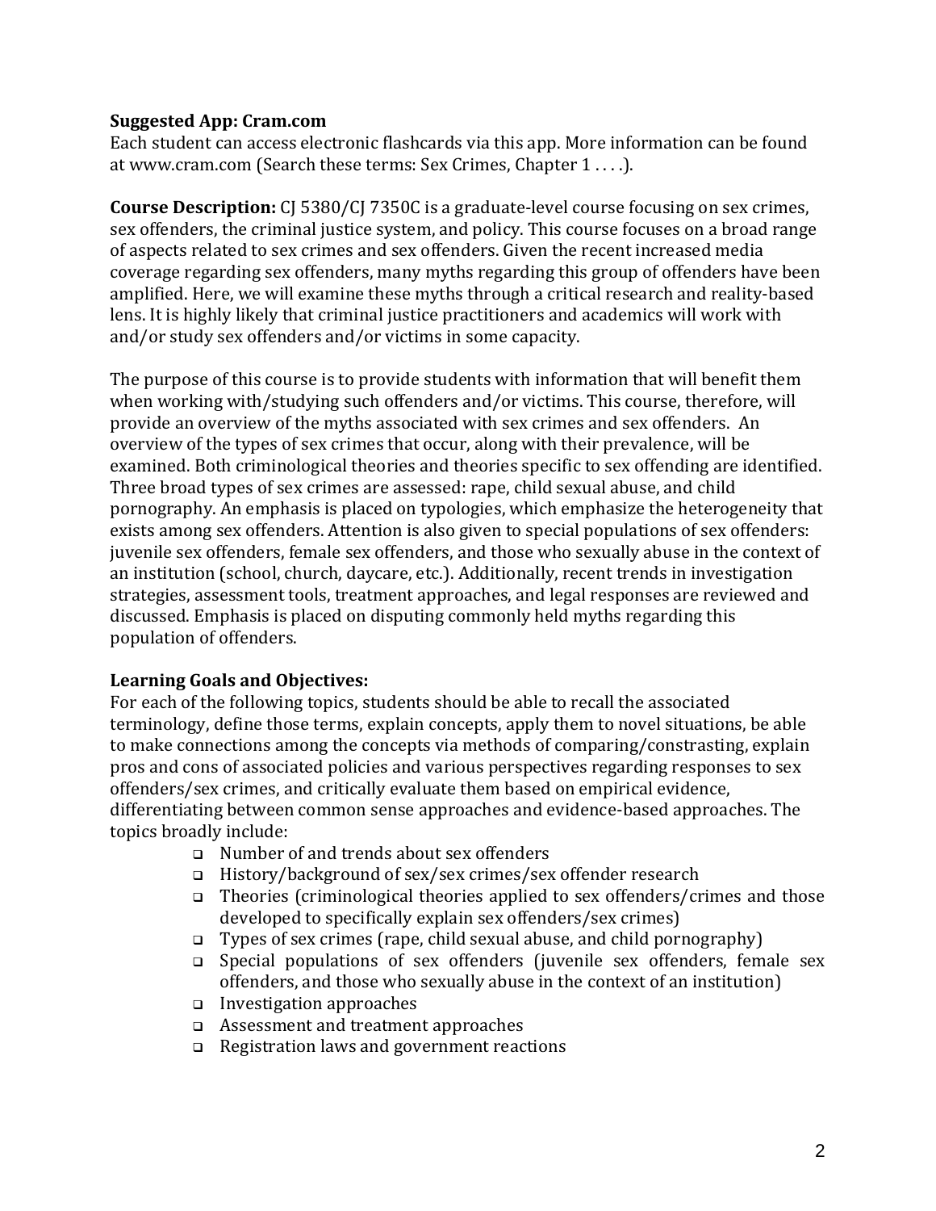**Suggested App: Cram.com**
Each student can access electronic flashcards via this app. More information can be found at www.cram.com (Search these terms: Sex Crimes, Chapter 1 . . . .).

**Course Description:** CJ 5380/CJ 7350C is a graduate-level course focusing on sex crimes, sex offenders, the criminal justice system, and policy. This course focuses on a broad range of aspects related to sex crimes and sex offenders. Given the recent increased media coverage regarding sex offenders, many myths regarding this group of offenders have been amplified. Here, we will examine these myths through a critical research and reality-based lens. It is highly likely that criminal justice practitioners and academics will work with and/or study sex offenders and/or victims in some capacity.

The purpose of this course is to provide students with information that will benefit them when working with/studying such offenders and/or victims. This course, therefore, will provide an overview of the myths associated with sex crimes and sex offenders. An overview of the types of sex crimes that occur, along with their prevalence, will be examined. Both criminological theories and theories specific to sex offending are identified. Three broad types of sex crimes are assessed: rape, child sexual abuse, and child pornography. An emphasis is placed on typologies, which emphasize the heterogeneity that exists among sex offenders. Attention is also given to special populations of sex offenders: juvenile sex offenders, female sex offenders, and those who sexually abuse in the context of an institution (school, church, daycare, etc.). Additionally, recent trends in investigation strategies, assessment tools, treatment approaches, and legal responses are reviewed and discussed. Emphasis is placed on disputing commonly held myths regarding this population of offenders.

**Learning Goals and Objectives:**
For each of the following topics, students should be able to recall the associated terminology, define those terms, explain concepts, apply them to novel situations, be able to make connections among the concepts via methods of comparing/constrasting, explain pros and cons of associated policies and various perspectives regarding responses to sex offenders/sex crimes, and critically evaluate them based on empirical evidence, differentiating between common sense approaches and evidence-based approaches. The topics broadly include:

- Number of and trends about sex offenders
- History/background of sex/sex crimes/sex offender research
- Theories (criminological theories applied to sex offenders/crimes and those developed to specifically explain sex offenders/sex crimes)
- Types of sex crimes (rape, child sexual abuse, and child pornography)
- Special populations of sex offenders (juvenile sex offenders, female sex offenders, and those who sexually abuse in the context of an institution)
- Investigation approaches
- Assessment and treatment approaches
- Registration laws and government reactions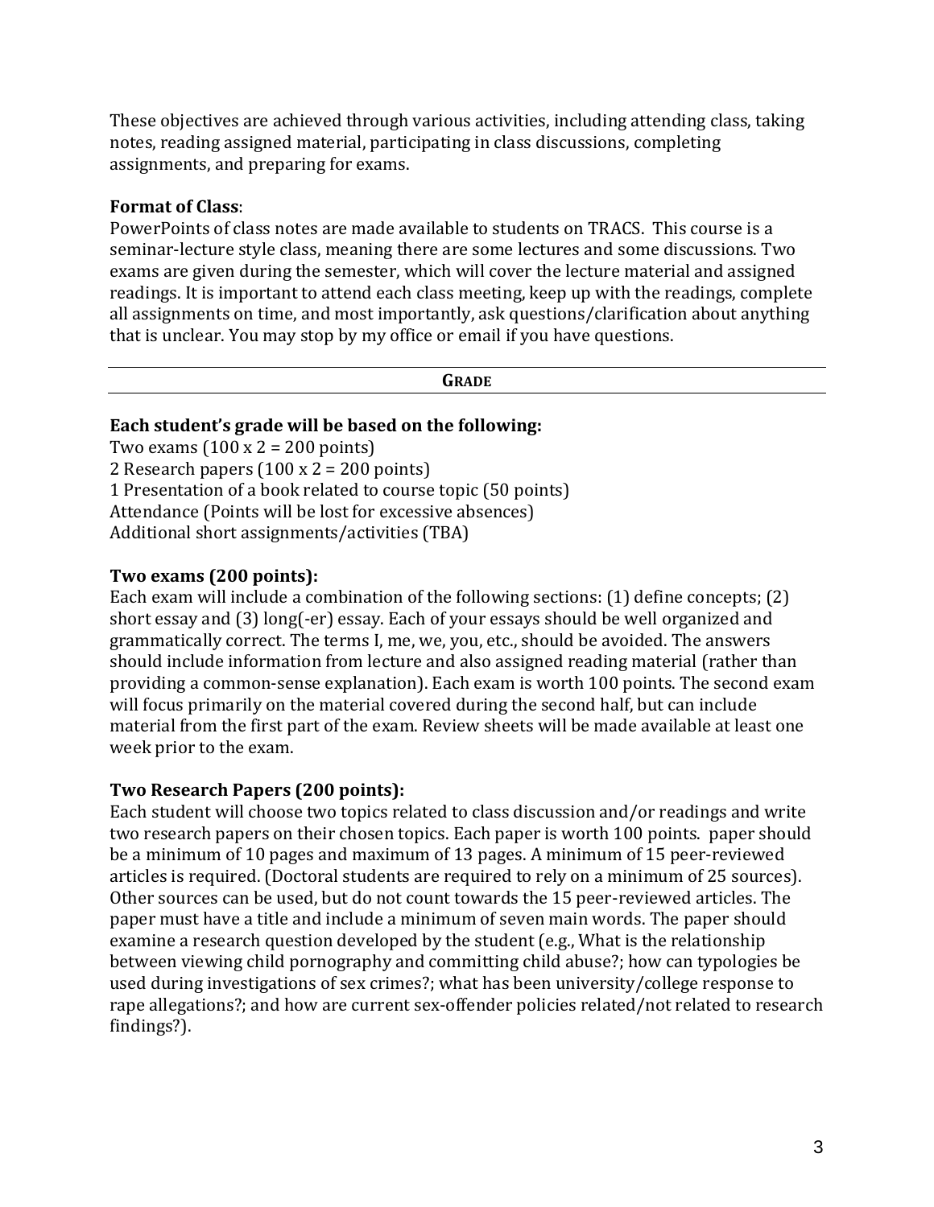These objectives are achieved through various activities, including attending class, taking notes, reading assigned material, participating in class discussions, completing assignments, and preparing for exams.

**Format of Class**:
PowerPoints of class notes are made available to students on TRACS. This course is a seminar-lecture style class, meaning there are some lectures and some discussions. Two exams are given during the semester, which will cover the lecture material and assigned readings. It is important to attend each class meeting, keep up with the readings, complete all assignments on time, and most importantly, ask questions/clarification about anything that is unclear. You may stop by my office or email if you have questions.

## GRADE

**Each student's grade will be based on the following:**
Two exams (100 x 2 = 200 points)
2 Research papers (100 x 2 = 200 points)
1 Presentation of a book related to course topic (50 points)
Attendance (Points will be lost for excessive absences)
Additional short assignments/activities (TBA)

**Two exams (200 points):**
Each exam will include a combination of the following sections: (1) define concepts; (2) short essay and (3) long(-er) essay. Each of your essays should be well organized and grammatically correct. The terms I, me, we, you, etc., should be avoided. The answers should include information from lecture and also assigned reading material (rather than providing a common-sense explanation). Each exam is worth 100 points. The second exam will focus primarily on the material covered during the second half, but can include material from the first part of the exam. Review sheets will be made available at least one week prior to the exam.

**Two Research Papers (200 points):**
Each student will choose two topics related to class discussion and/or readings and write two research papers on their chosen topics. Each paper is worth 100 points. paper should be a minimum of 10 pages and maximum of 13 pages. A minimum of 15 peer-reviewed articles is required. (Doctoral students are required to rely on a minimum of 25 sources). Other sources can be used, but do not count towards the 15 peer-reviewed articles. The paper must have a title and include a minimum of seven main words. The paper should examine a research question developed by the student (e.g., What is the relationship between viewing child pornography and committing child abuse?; how can typologies be used during investigations of sex crimes?; what has been university/college response to rape allegations?; and how are current sex-offender policies related/not related to research findings?).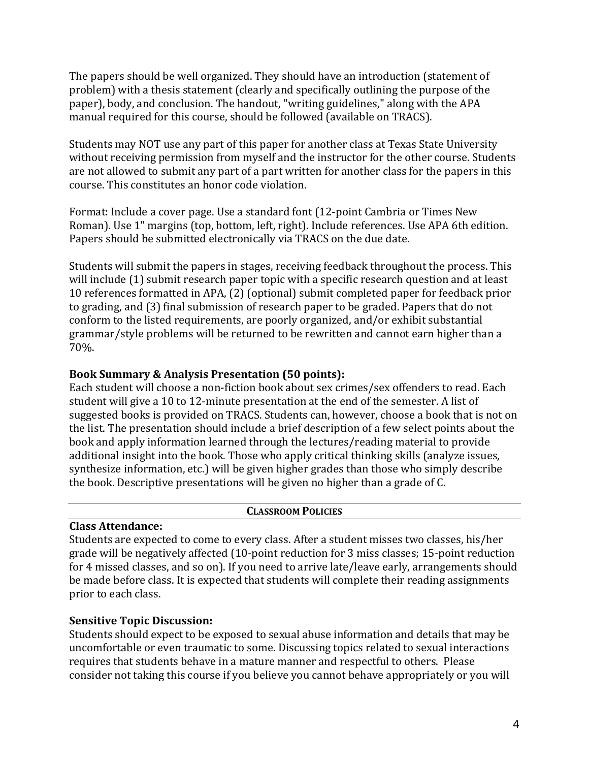The papers should be well organized. They should have an introduction (statement of problem) with a thesis statement (clearly and specifically outlining the purpose of the paper), body, and conclusion. The handout, "writing guidelines," along with the APA manual required for this course, should be followed (available on TRACS).

Students may NOT use any part of this paper for another class at Texas State University without receiving permission from myself and the instructor for the other course. Students are not allowed to submit any part of a part written for another class for the papers in this course. This constitutes an honor code violation.

Format: Include a cover page. Use a standard font (12-point Cambria or Times New Roman). Use 1" margins (top, bottom, left, right). Include references. Use APA 6th edition. Papers should be submitted electronically via TRACS on the due date.

Students will submit the papers in stages, receiving feedback throughout the process. This will include (1) submit research paper topic with a specific research question and at least 10 references formatted in APA, (2) (optional) submit completed paper for feedback prior to grading, and (3) final submission of research paper to be graded. Papers that do not conform to the listed requirements, are poorly organized, and/or exhibit substantial grammar/style problems will be returned to be rewritten and cannot earn higher than a 70%.

**Book Summary & Analysis Presentation (50 points):**
Each student will choose a non-fiction book about sex crimes/sex offenders to read. Each student will give a 10 to 12-minute presentation at the end of the semester. A list of suggested books is provided on TRACS. Students can, however, choose a book that is not on the list. The presentation should include a brief description of a few select points about the book and apply information learned through the lectures/reading material to provide additional insight into the book. Those who apply critical thinking skills (analyze issues, synthesize information, etc.) will be given higher grades than those who simply describe the book. Descriptive presentations will be given no higher than a grade of C.

## CLASSROOM POLICIES

**Class Attendance:**
Students are expected to come to every class. After a student misses two classes, his/her grade will be negatively affected (10-point reduction for 3 miss classes; 15-point reduction for 4 missed classes, and so on). If you need to arrive late/leave early, arrangements should be made before class. It is expected that students will complete their reading assignments prior to each class.

**Sensitive Topic Discussion:**
Students should expect to be exposed to sexual abuse information and details that may be uncomfortable or even traumatic to some. Discussing topics related to sexual interactions requires that students behave in a mature manner and respectful to others. Please consider not taking this course if you believe you cannot behave appropriately or you will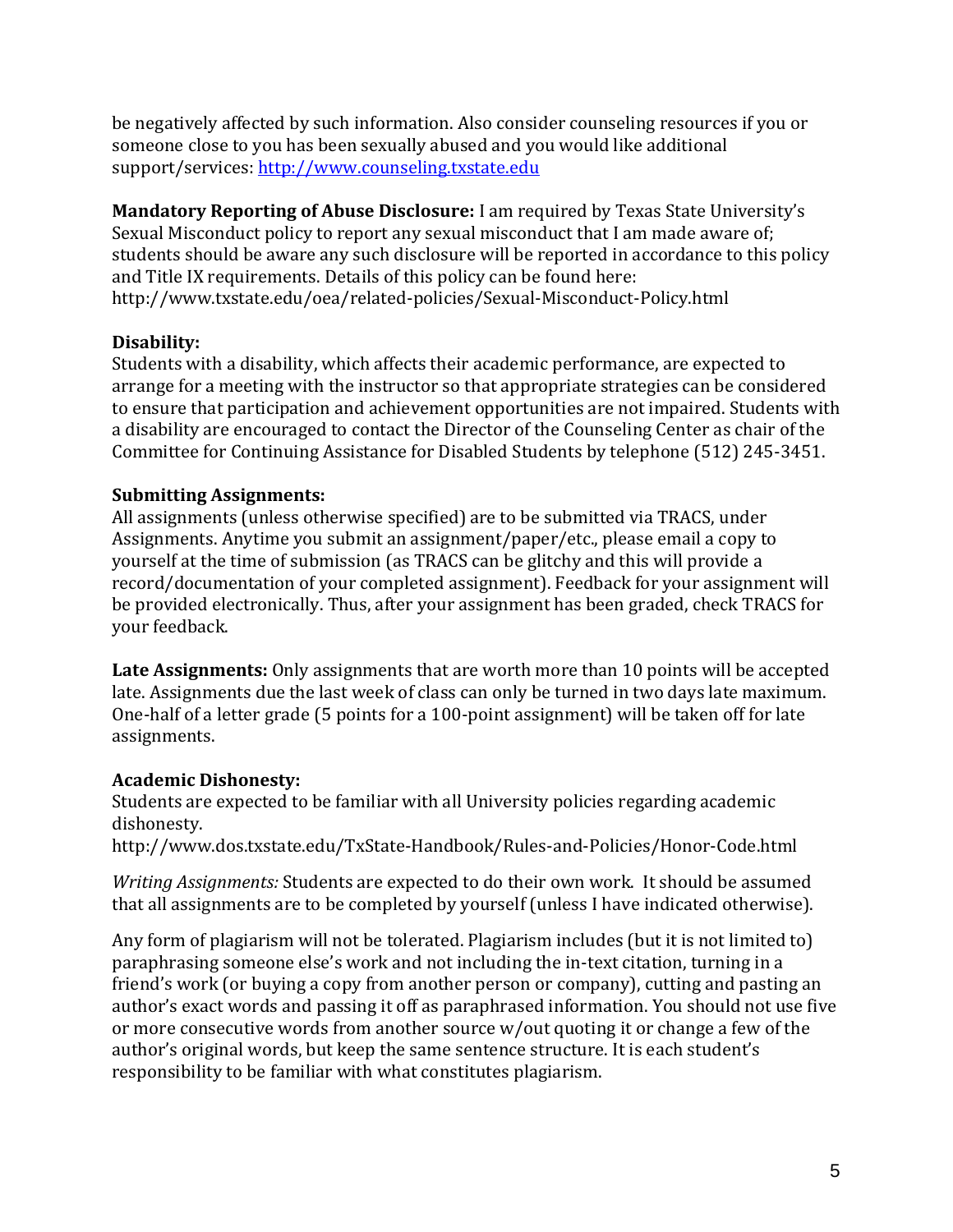be negatively affected by such information. Also consider counseling resources if you or someone close to you has been sexually abused and you would like additional support/services: [http://www.counseling.txstate.edu](http://www.counseling.txstate.edu)

**Mandatory Reporting of Abuse Disclosure:** I am required by Texas State University's Sexual Misconduct policy to report any sexual misconduct that I am made aware of; students should be aware any such disclosure will be reported in accordance to this policy and Title IX requirements. Details of this policy can be found here: http://www.txstate.edu/oea/related-policies/Sexual-Misconduct-Policy.html

**Disability:**
Students with a disability, which affects their academic performance, are expected to arrange for a meeting with the instructor so that appropriate strategies can be considered to ensure that participation and achievement opportunities are not impaired. Students with a disability are encouraged to contact the Director of the Counseling Center as chair of the Committee for Continuing Assistance for Disabled Students by telephone (512) 245-3451.

**Submitting Assignments:**
All assignments (unless otherwise specified) are to be submitted via TRACS, under Assignments. Anytime you submit an assignment/paper/etc., please email a copy to yourself at the time of submission (as TRACS can be glitchy and this will provide a record/documentation of your completed assignment). Feedback for your assignment will be provided electronically. Thus, after your assignment has been graded, check TRACS for your feedback.

**Late Assignments:** Only assignments that are worth more than 10 points will be accepted late. Assignments due the last week of class can only be turned in two days late maximum. One-half of a letter grade (5 points for a 100-point assignment) will be taken off for late assignments.

**Academic Dishonesty:**
Students are expected to be familiar with all University policies regarding academic dishonesty.
http://www.dos.txstate.edu/TxState-Handbook/Rules-and-Policies/Honor-Code.html

*Writing Assignments:* Students are expected to do their own work. It should be assumed that all assignments are to be completed by yourself (unless I have indicated otherwise).

Any form of plagiarism will not be tolerated. Plagiarism includes (but it is not limited to) paraphrasing someone else's work and not including the in-text citation, turning in a friend's work (or buying a copy from another person or company), cutting and pasting an author's exact words and passing it off as paraphrased information. You should not use five or more consecutive words from another source w/out quoting it or change a few of the author's original words, but keep the same sentence structure. It is each student's responsibility to be familiar with what constitutes plagiarism.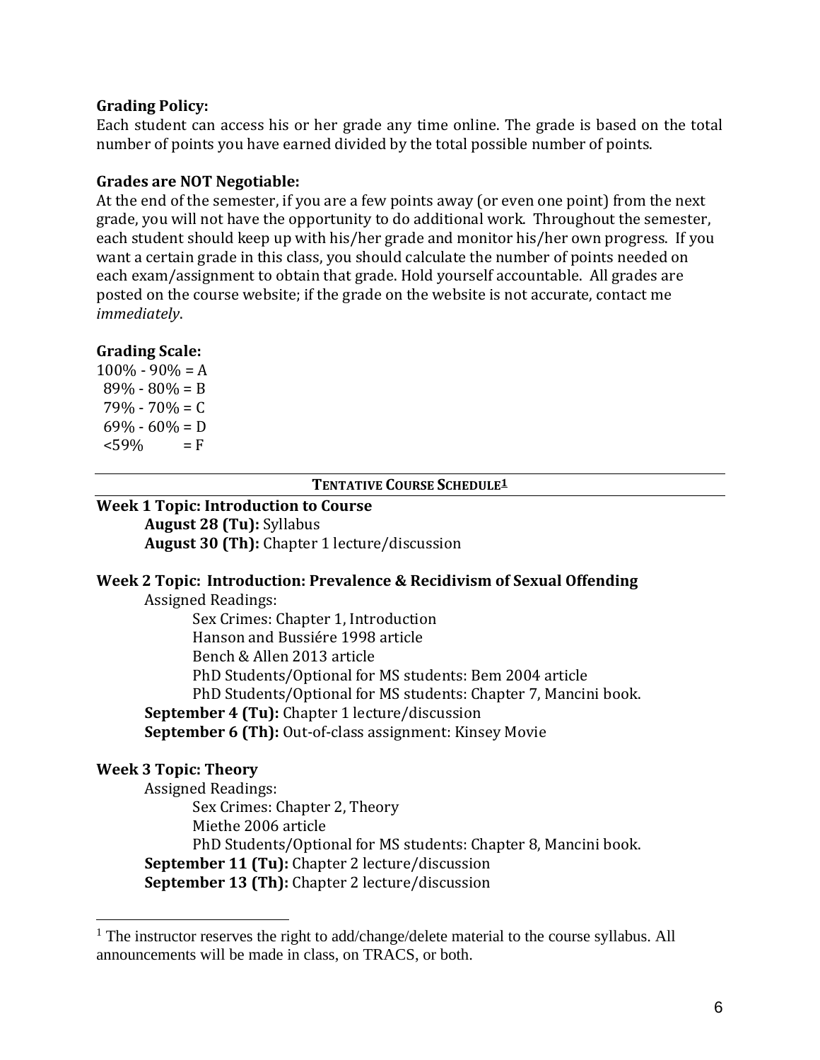**Grading Policy:**
Each student can access his or her grade any time online. The grade is based on the total number of points you have earned divided by the total possible number of points.

**Grades are NOT Negotiable:**
At the end of the semester, if you are a few points away (or even one point) from the next grade, you will not have the opportunity to do additional work. Throughout the semester, each student should keep up with his/her grade and monitor his/her own progress. If you want a certain grade in this class, you should calculate the number of points needed on each exam/assignment to obtain that grade. Hold yourself accountable. All grades are posted on the course website; if the grade on the website is not accurate, contact me *immediately*.

**Grading Scale:**

100% - 90% = A
89% - 80% = B
79% - 70% = C
69% - 60% = D
<59% = F

---

## TENTATIVE COURSE SCHEDULE[1]

**Week 1 Topic: Introduction to Course**

**August 28 (Tu):** Syllabus
**August 30 (Th):** Chapter 1 lecture/discussion

**Week 2 Topic: Introduction: Prevalence & Recidivism of Sexual Offending**

Assigned Readings:

Sex Crimes: Chapter 1, Introduction
Hanson and Bussiére 1998 article
Bench & Allen 2013 article
PhD Students/Optional for MS students: Bem 2004 article
PhD Students/Optional for MS students: Chapter 7, Mancini book.

**September 4 (Tu):** Chapter 1 lecture/discussion
**September 6 (Th):** Out-of-class assignment: Kinsey Movie

**Week 3 Topic: Theory**

Assigned Readings:

Sex Crimes: Chapter 2, Theory
Miethe 2006 article
PhD Students/Optional for MS students: Chapter 8, Mancini book.

**September 11 (Tu):** Chapter 2 lecture/discussion
**September 13 (Th):** Chapter 2 lecture/discussion

---

[1] The instructor reserves the right to add/change/delete material to the course syllabus. All announcements will be made in class, on TRACS, or both.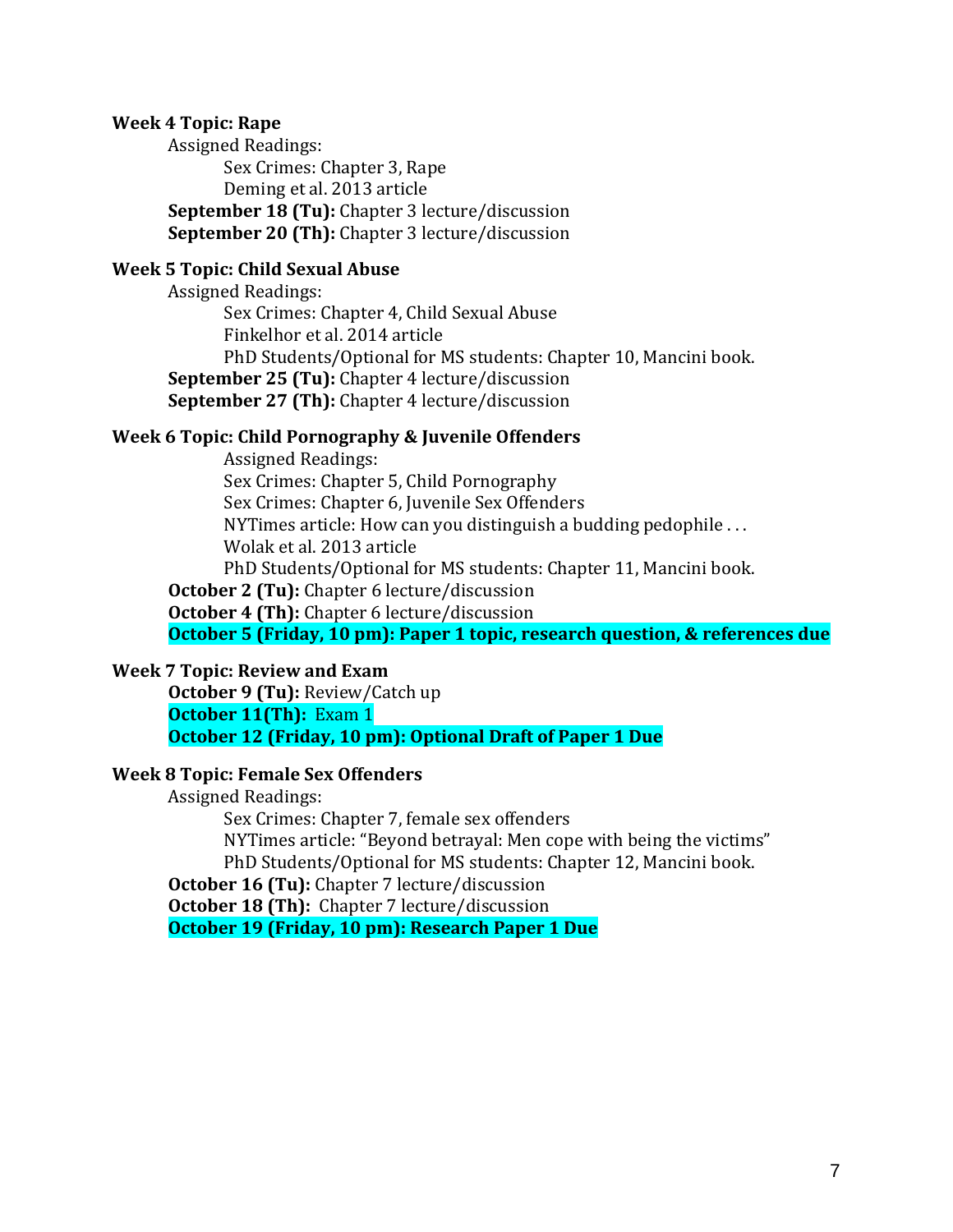**Week 4 Topic: Rape**

Assigned Readings:

Sex Crimes: Chapter 3, Rape
Deming et al. 2013 article

**September 18 (Tu):** Chapter 3 lecture/discussion
**September 20 (Th):** Chapter 3 lecture/discussion

**Week 5 Topic: Child Sexual Abuse**

Assigned Readings:

Sex Crimes: Chapter 4, Child Sexual Abuse
Finkelhor et al. 2014 article
PhD Students/Optional for MS students: Chapter 10, Mancini book.

**September 25 (Tu):** Chapter 4 lecture/discussion
**September 27 (Th):** Chapter 4 lecture/discussion

**Week 6 Topic: Child Pornography & Juvenile Offenders**

Assigned Readings:

Sex Crimes: Chapter 5, Child Pornography
Sex Crimes: Chapter 6, Juvenile Sex Offenders
NYTimes article: How can you distinguish a budding pedophile . . .
Wolak et al. 2013 article
PhD Students/Optional for MS students: Chapter 11, Mancini book.

**October 2 (Tu):** Chapter 6 lecture/discussion
**October 4 (Th):** Chapter 6 lecture/discussion
**October 5 (Friday, 10 pm): Paper 1 topic, research question, & references due**

**Week 7 Topic: Review and Exam**

**October 9 (Tu):** Review/Catch up
**October 11(Th):** Exam 1
**October 12 (Friday, 10 pm): Optional Draft of Paper 1 Due**

**Week 8 Topic: Female Sex Offenders**

Assigned Readings:

Sex Crimes: Chapter 7, female sex offenders
NYTimes article: "Beyond betrayal: Men cope with being the victims"
PhD Students/Optional for MS students: Chapter 12, Mancini book.

**October 16 (Tu):** Chapter 7 lecture/discussion
**October 18 (Th):** Chapter 7 lecture/discussion
**October 19 (Friday, 10 pm): Research Paper 1 Due**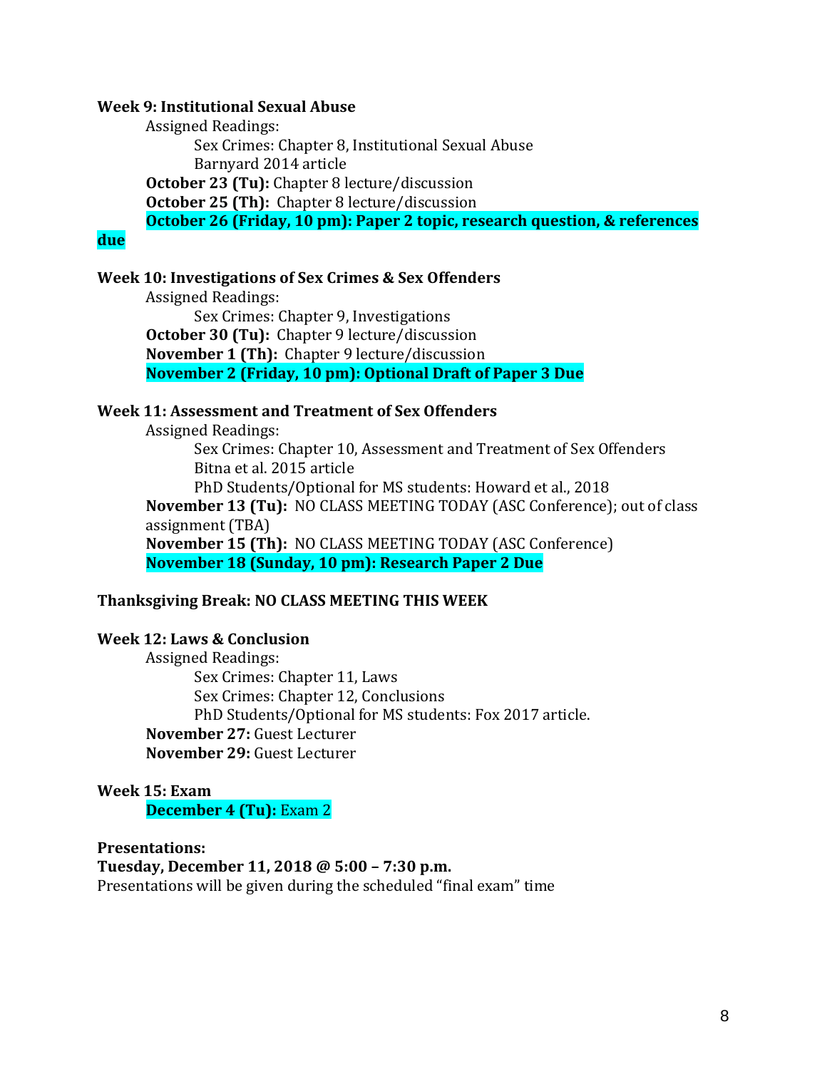**Week 9: Institutional Sexual Abuse**

Assigned Readings:

Sex Crimes: Chapter 8, Institutional Sexual Abuse
Barnyard 2014 article

**October 23 (Tu):** Chapter 8 lecture/discussion
**October 25 (Th):** Chapter 8 lecture/discussion
**October 26 (Friday, 10 pm): Paper 2 topic, research question, & references due**

**Week 10: Investigations of Sex Crimes & Sex Offenders**

Assigned Readings:

Sex Crimes: Chapter 9, Investigations

**October 30 (Tu):** Chapter 9 lecture/discussion
**November 1 (Th):** Chapter 9 lecture/discussion
**November 2 (Friday, 10 pm): Optional Draft of Paper 3 Due**

**Week 11: Assessment and Treatment of Sex Offenders**

Assigned Readings:

Sex Crimes: Chapter 10, Assessment and Treatment of Sex Offenders
Bitna et al. 2015 article
PhD Students/Optional for MS students: Howard et al., 2018

**November 13 (Tu):** NO CLASS MEETING TODAY (ASC Conference); out of class assignment (TBA)
**November 15 (Th):** NO CLASS MEETING TODAY (ASC Conference)
**November 18 (Sunday, 10 pm): Research Paper 2 Due**

**Thanksgiving Break: NO CLASS MEETING THIS WEEK**

**Week 12: Laws & Conclusion**

Assigned Readings:

Sex Crimes: Chapter 11, Laws
Sex Crimes: Chapter 12, Conclusions
PhD Students/Optional for MS students: Fox 2017 article.

**November 27:** Guest Lecturer
**November 29:** Guest Lecturer

**Week 15: Exam**

**December 4 (Tu):** Exam 2

**Presentations:**
**Tuesday, December 11, 2018 @ 5:00 – 7:30 p.m.**
Presentations will be given during the scheduled "final exam" time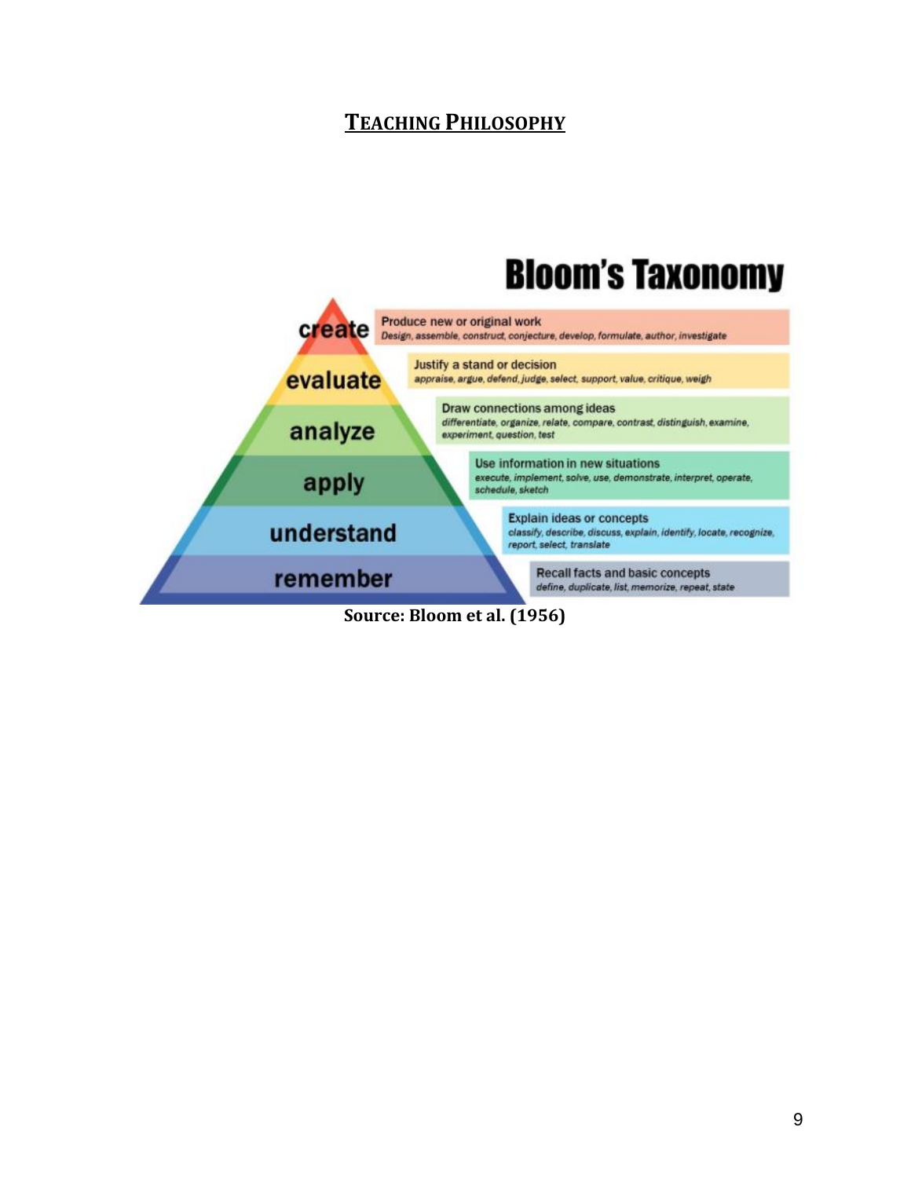## TEACHING PHILOSOPHY

# Bloom's Taxonomy

| Level | Description | Verbs |
|---|---|---|
| create | Produce new or original work | Design, assemble, construct, conjecture, develop, formulate, author, investigate |
| evaluate | Justify a stand or decision | appraise, argue, defend, judge, select, support, value, critique, weigh |
| analyze | Draw connections among ideas | differentiate, organize, relate, compare, contrast, distinguish, examine, experiment, question, test |
| apply | Use information in new situations | execute, implement, solve, use, demonstrate, interpret, operate, schedule, sketch |
| understand | Explain ideas or concepts | classify, describe, discuss, explain, identify, locate, recognize, report, select, translate |
| remember | Recall facts and basic concepts | define, duplicate, list, memorize, repeat, state |

**Source: Bloom et al. (1956)**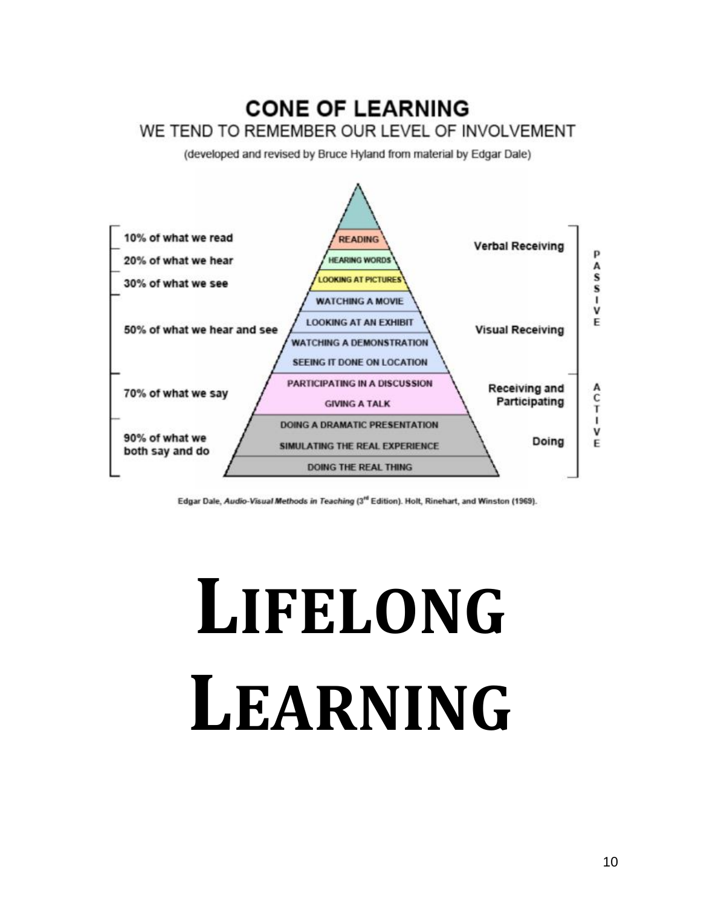# CONE OF LEARNING

WE TEND TO REMEMBER OUR LEVEL OF INVOLVEMENT

(developed and revised by Bruce Hyland from material by Edgar Dale)

| Retention | Activity | Mode | |
|---|---|---|---|
| 10% of what we read | READING | Verbal Receiving | PASSIVE |
| 20% of what we hear | HEARING WORDS | | |
| 30% of what we see | LOOKING AT PICTURES | Visual Receiving | |
| 50% of what we hear and see | WATCHING A MOVIE | | |
| | LOOKING AT AN EXHIBIT | | |
| | WATCHING A DEMONSTRATION | | |
| | SEEING IT DONE ON LOCATION | | |
| 70% of what we say | PARTICIPATING IN A DISCUSSION | Receiving and Participating | ACTIVE |
| | GIVING A TALK | | |
| 90% of what we both say and do | DOING A DRAMATIC PRESENTATION | Doing | |
| | SIMULATING THE REAL EXPERIENCE | | |
| | DOING THE REAL THING | | |

Edgar Dale, *Audio-Visual Methods in Teaching* (3rd Edition). Holt, Rinehart, and Winston (1969).

# LIFELONG LEARNING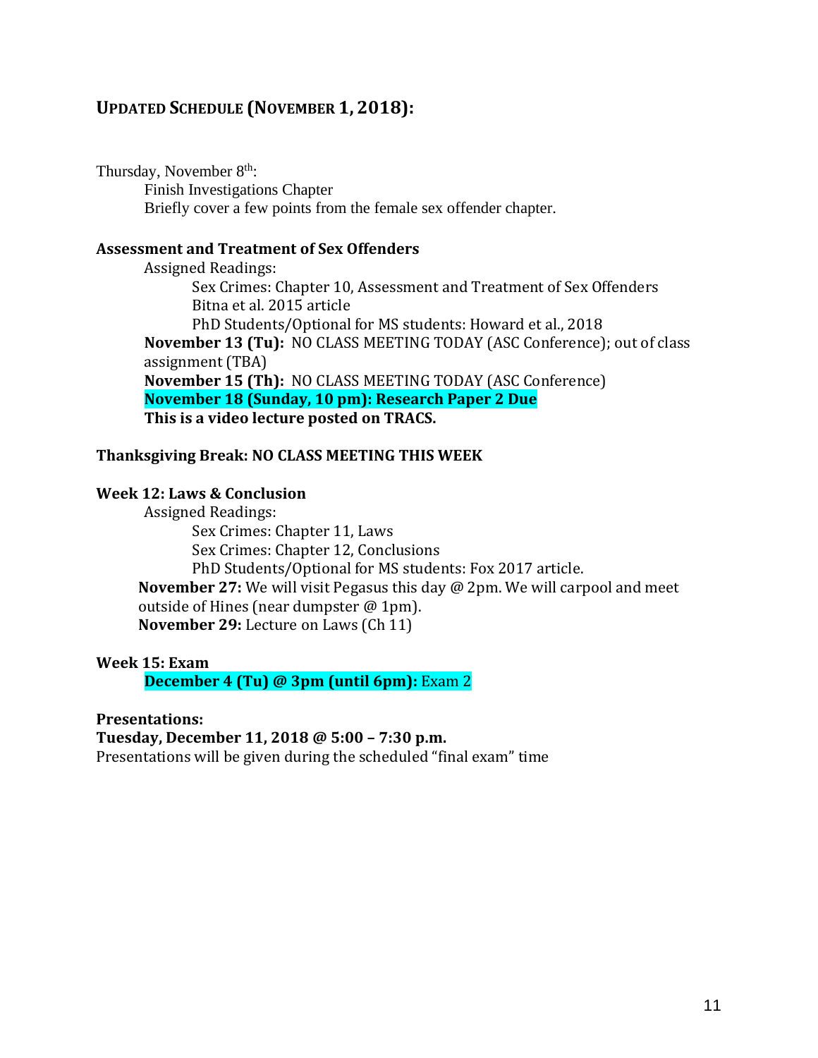## UPDATED SCHEDULE (NOVEMBER 1, 2018):

Thursday, November 8th:

Finish Investigations Chapter

Briefly cover a few points from the female sex offender chapter.

**Assessment and Treatment of Sex Offenders**

Assigned Readings:

Sex Crimes: Chapter 10, Assessment and Treatment of Sex Offenders

Bitna et al. 2015 article

PhD Students/Optional for MS students: Howard et al., 2018

**November 13 (Tu):** NO CLASS MEETING TODAY (ASC Conference); out of class assignment (TBA)

**November 15 (Th):** NO CLASS MEETING TODAY (ASC Conference)

**November 18 (Sunday, 10 pm): Research Paper 2 Due**

**This is a video lecture posted on TRACS.**

**Thanksgiving Break: NO CLASS MEETING THIS WEEK**

**Week 12: Laws & Conclusion**

Assigned Readings:

Sex Crimes: Chapter 11, Laws

Sex Crimes: Chapter 12, Conclusions

PhD Students/Optional for MS students: Fox 2017 article.

**November 27:** We will visit Pegasus this day @ 2pm. We will carpool and meet outside of Hines (near dumpster @ 1pm).

**November 29:** Lecture on Laws (Ch 11)

**Week 15: Exam**

**December 4 (Tu) @ 3pm (until 6pm):** Exam 2

**Presentations:**

**Tuesday, December 11, 2018 @ 5:00 – 7:30 p.m.**

Presentations will be given during the scheduled "final exam" time